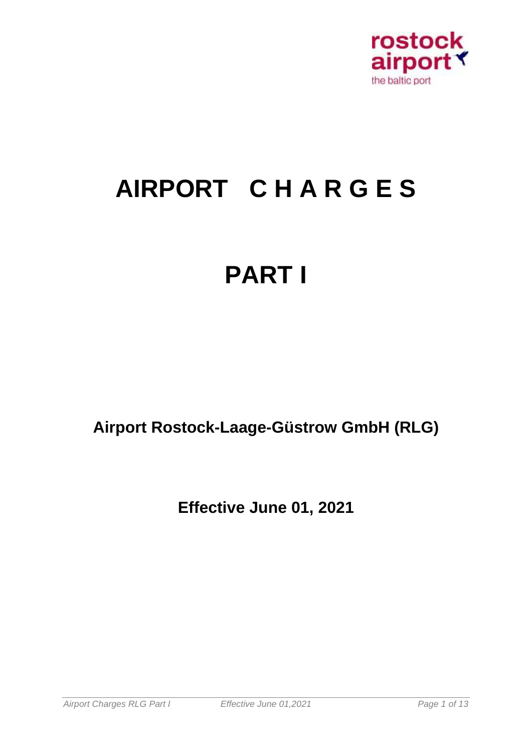rostock airport
the baltic port

# AIRPORT C H A R G E S

# PART I

**Airport Rostock-Laage-Güstrow GmbH (RLG)**

**Effective June 01, 2021**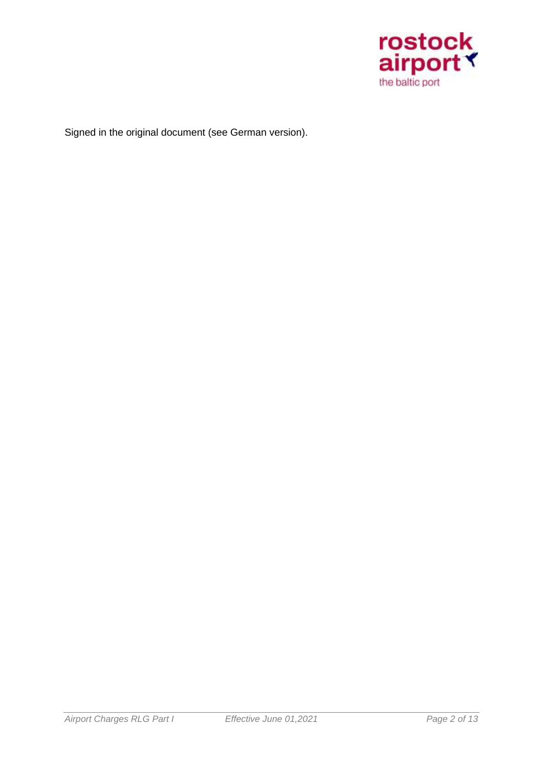Signed in the original document (see German version).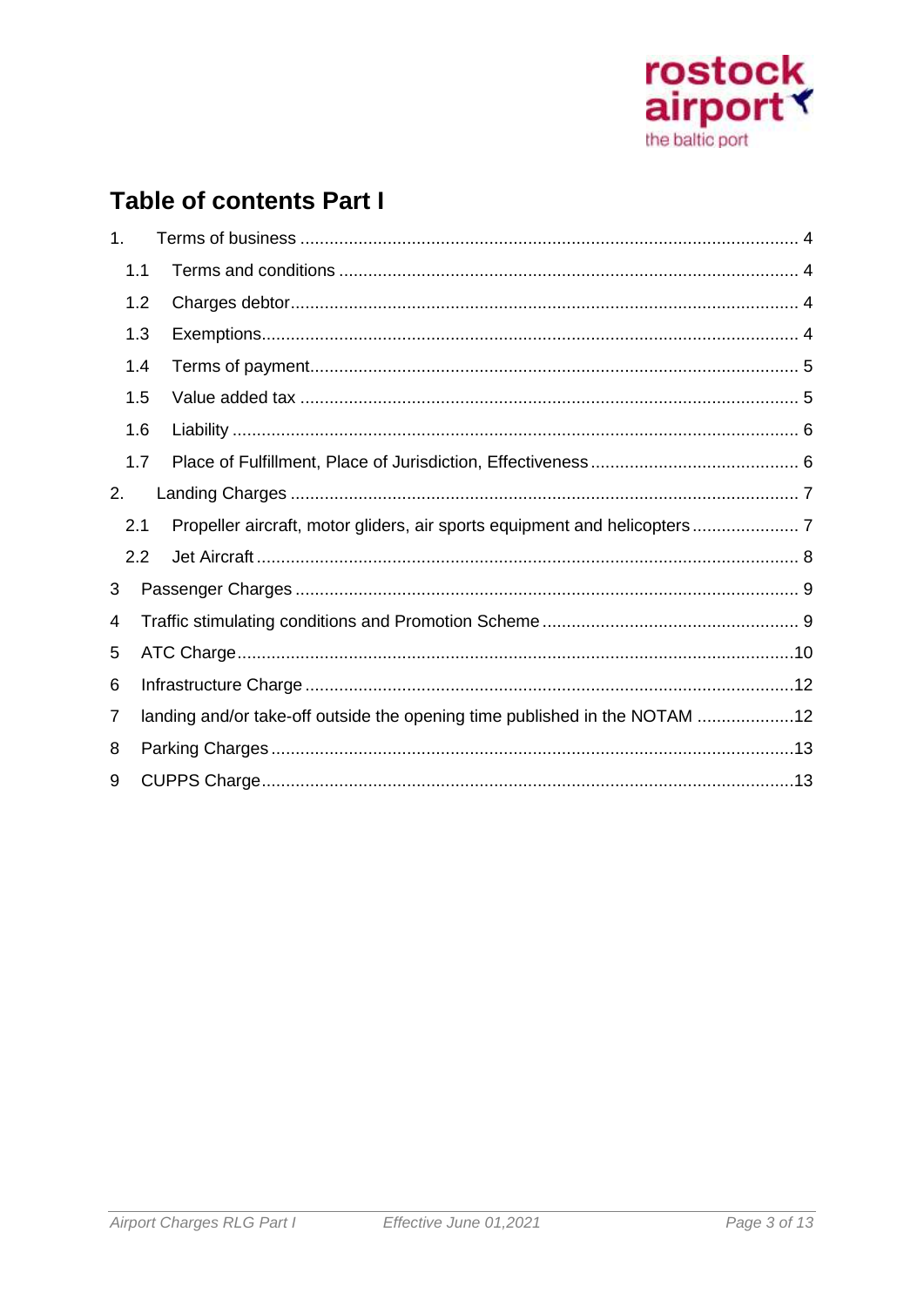# Table of contents Part I

1. Terms of business ..... 4
   - 1.1 Terms and conditions ..... 4
   - 1.2 Charges debtor ..... 4
   - 1.3 Exemptions ..... 4
   - 1.4 Terms of payment ..... 5
   - 1.5 Value added tax ..... 5
   - 1.6 Liability ..... 6
   - 1.7 Place of Fulfillment, Place of Jurisdiction, Effectiveness ..... 6
2. Landing Charges ..... 7
   - 2.1 Propeller aircraft, motor gliders, air sports equipment and helicopters ..... 7
   - 2.2 Jet Aircraft ..... 8
3. Passenger Charges ..... 9
4. Traffic stimulating conditions and Promotion Scheme ..... 9
5. ATC Charge ..... 10
6. Infrastructure Charge ..... 12
7. landing and/or take-off outside the opening time published in the NOTAM ..... 12
8. Parking Charges ..... 13
9. CUPPS Charge ..... 13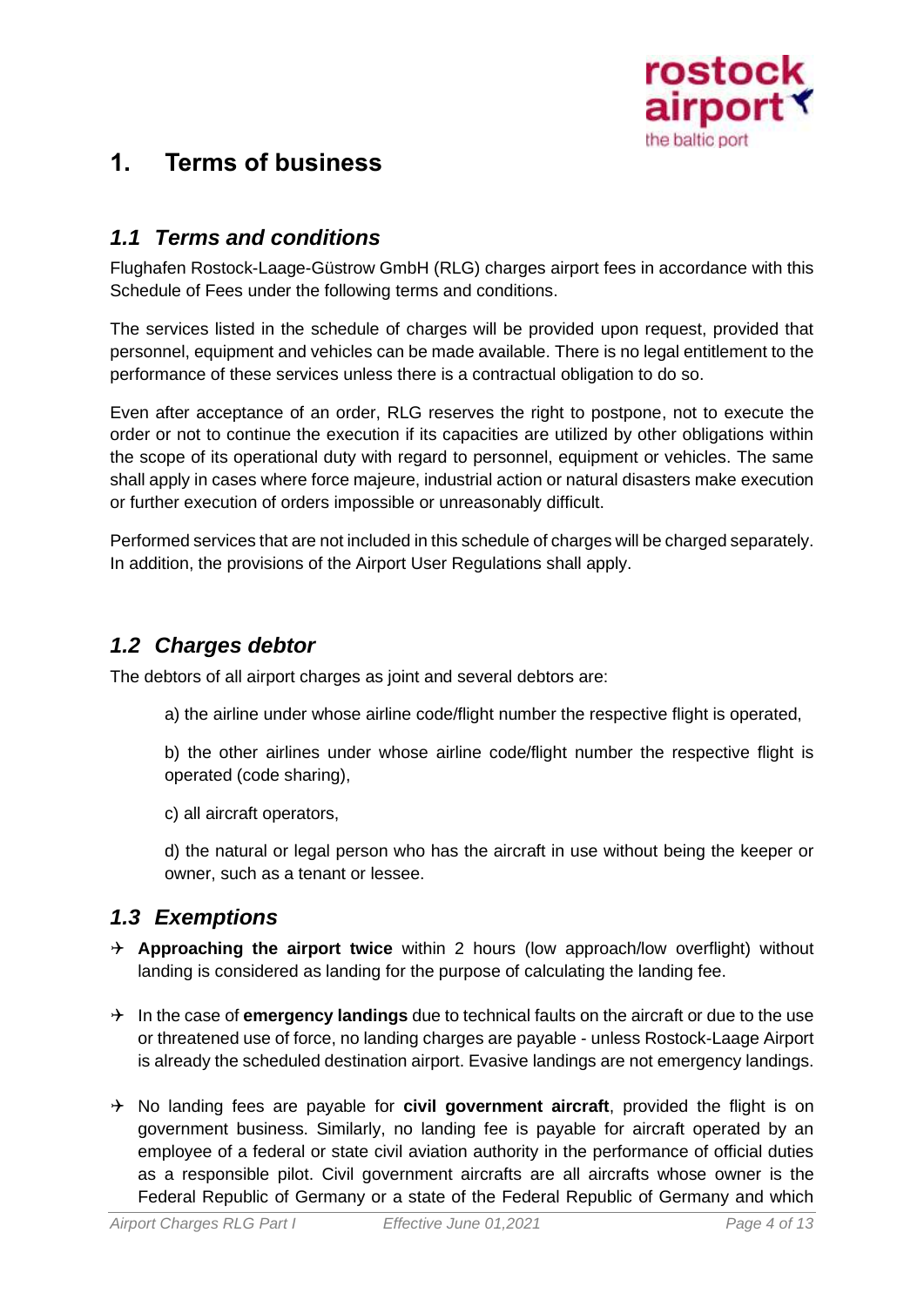# 1. Terms of business

## *1.1 Terms and conditions*

Flughafen Rostock-Laage-Güstrow GmbH (RLG) charges airport fees in accordance with this Schedule of Fees under the following terms and conditions.

The services listed in the schedule of charges will be provided upon request, provided that personnel, equipment and vehicles can be made available. There is no legal entitlement to the performance of these services unless there is a contractual obligation to do so.

Even after acceptance of an order, RLG reserves the right to postpone, not to execute the order or not to continue the execution if its capacities are utilized by other obligations within the scope of its operational duty with regard to personnel, equipment or vehicles. The same shall apply in cases where force majeure, industrial action or natural disasters make execution or further execution of orders impossible or unreasonably difficult.

Performed services that are not included in this schedule of charges will be charged separately. In addition, the provisions of the Airport User Regulations shall apply.

## *1.2 Charges debtor*

The debtors of all airport charges as joint and several debtors are:

a) the airline under whose airline code/flight number the respective flight is operated,

b) the other airlines under whose airline code/flight number the respective flight is operated (code sharing),

c) all aircraft operators,

d) the natural or legal person who has the aircraft in use without being the keeper or owner, such as a tenant or lessee.

## *1.3 Exemptions*

- **Approaching the airport twice** within 2 hours (low approach/low overflight) without landing is considered as landing for the purpose of calculating the landing fee.
- In the case of **emergency landings** due to technical faults on the aircraft or due to the use or threatened use of force, no landing charges are payable - unless Rostock-Laage Airport is already the scheduled destination airport. Evasive landings are not emergency landings.
- No landing fees are payable for **civil government aircraft**, provided the flight is on government business. Similarly, no landing fee is payable for aircraft operated by an employee of a federal or state civil aviation authority in the performance of official duties as a responsible pilot. Civil government aircrafts are all aircrafts whose owner is the Federal Republic of Germany or a state of the Federal Republic of Germany and which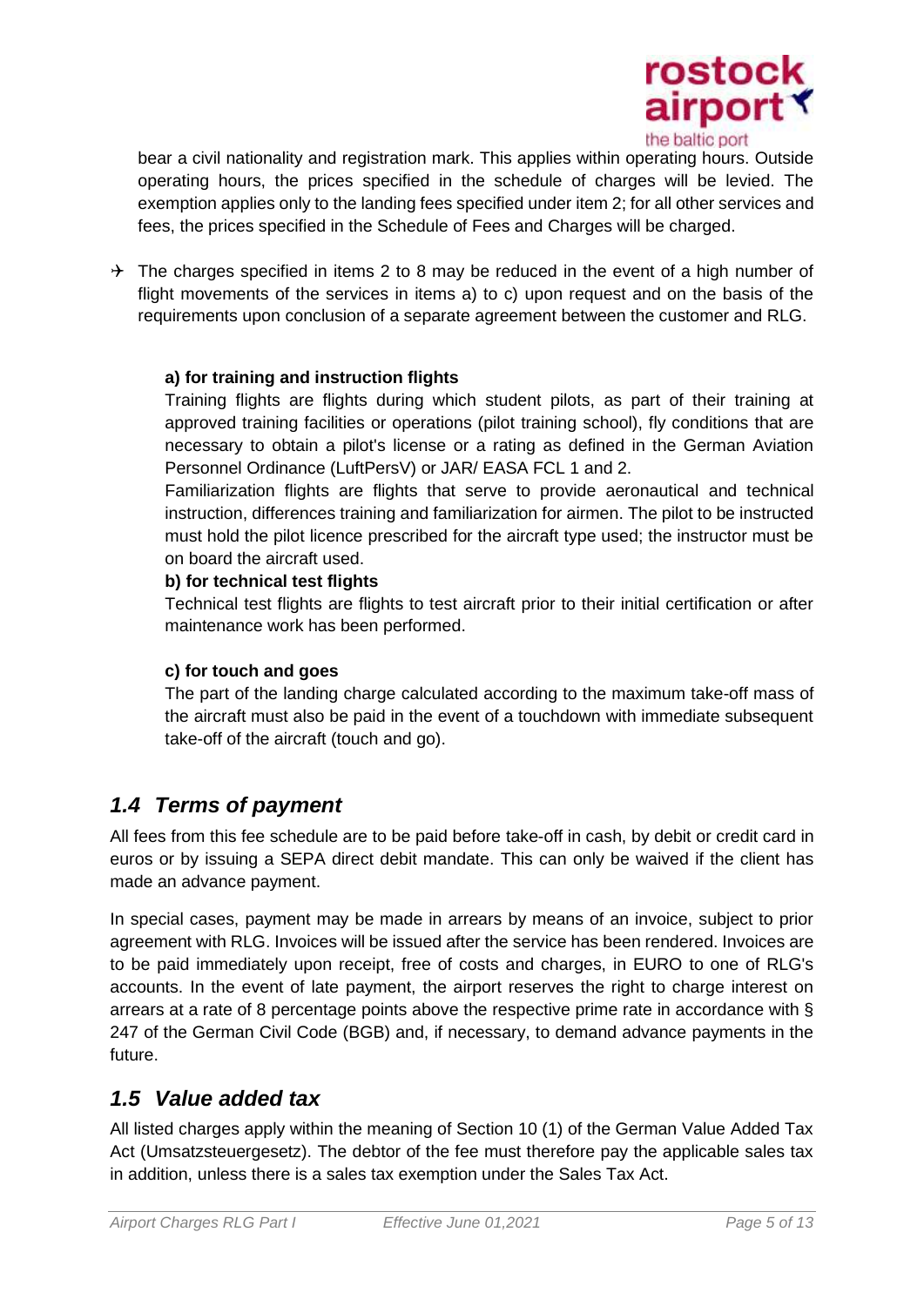bear a civil nationality and registration mark. This applies within operating hours. Outside operating hours, the prices specified in the schedule of charges will be levied. The exemption applies only to the landing fees specified under item 2; for all other services and fees, the prices specified in the Schedule of Fees and Charges will be charged.

- The charges specified in items 2 to 8 may be reduced in the event of a high number of flight movements of the services in items a) to c) upon request and on the basis of the requirements upon conclusion of a separate agreement between the customer and RLG.

**a) for training and instruction flights**

Training flights are flights during which student pilots, as part of their training at approved training facilities or operations (pilot training school), fly conditions that are necessary to obtain a pilot's license or a rating as defined in the German Aviation Personnel Ordinance (LuftPersV) or JAR/ EASA FCL 1 and 2.

Familiarization flights are flights that serve to provide aeronautical and technical instruction, differences training and familiarization for airmen. The pilot to be instructed must hold the pilot licence prescribed for the aircraft type used; the instructor must be on board the aircraft used.

**b) for technical test flights**

Technical test flights are flights to test aircraft prior to their initial certification or after maintenance work has been performed.

**c) for touch and goes**

The part of the landing charge calculated according to the maximum take-off mass of the aircraft must also be paid in the event of a touchdown with immediate subsequent take-off of the aircraft (touch and go).

## *1.4 Terms of payment*

All fees from this fee schedule are to be paid before take-off in cash, by debit or credit card in euros or by issuing a SEPA direct debit mandate. This can only be waived if the client has made an advance payment.

In special cases, payment may be made in arrears by means of an invoice, subject to prior agreement with RLG. Invoices will be issued after the service has been rendered. Invoices are to be paid immediately upon receipt, free of costs and charges, in EURO to one of RLG's accounts. In the event of late payment, the airport reserves the right to charge interest on arrears at a rate of 8 percentage points above the respective prime rate in accordance with § 247 of the German Civil Code (BGB) and, if necessary, to demand advance payments in the future.

## *1.5 Value added tax*

All listed charges apply within the meaning of Section 10 (1) of the German Value Added Tax Act (Umsatzsteuergesetz). The debtor of the fee must therefore pay the applicable sales tax in addition, unless there is a sales tax exemption under the Sales Tax Act.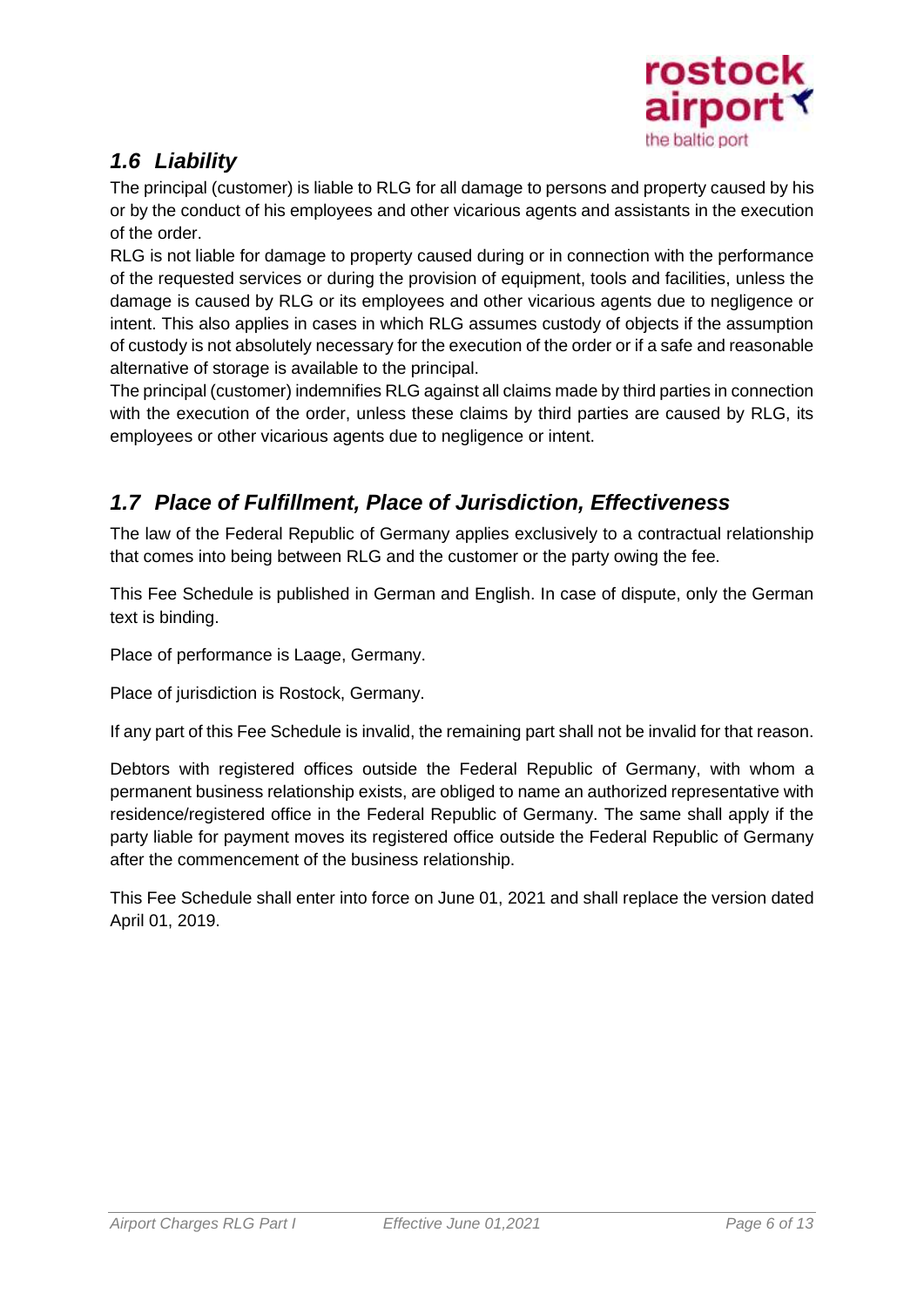## *1.6 Liability*

The principal (customer) is liable to RLG for all damage to persons and property caused by his or by the conduct of his employees and other vicarious agents and assistants in the execution of the order.

RLG is not liable for damage to property caused during or in connection with the performance of the requested services or during the provision of equipment, tools and facilities, unless the damage is caused by RLG or its employees and other vicarious agents due to negligence or intent. This also applies in cases in which RLG assumes custody of objects if the assumption of custody is not absolutely necessary for the execution of the order or if a safe and reasonable alternative of storage is available to the principal.

The principal (customer) indemnifies RLG against all claims made by third parties in connection with the execution of the order, unless these claims by third parties are caused by RLG, its employees or other vicarious agents due to negligence or intent.

## *1.7 Place of Fulfillment, Place of Jurisdiction, Effectiveness*

The law of the Federal Republic of Germany applies exclusively to a contractual relationship that comes into being between RLG and the customer or the party owing the fee.

This Fee Schedule is published in German and English. In case of dispute, only the German text is binding.

Place of performance is Laage, Germany.

Place of jurisdiction is Rostock, Germany.

If any part of this Fee Schedule is invalid, the remaining part shall not be invalid for that reason.

Debtors with registered offices outside the Federal Republic of Germany, with whom a permanent business relationship exists, are obliged to name an authorized representative with residence/registered office in the Federal Republic of Germany. The same shall apply if the party liable for payment moves its registered office outside the Federal Republic of Germany after the commencement of the business relationship.

This Fee Schedule shall enter into force on June 01, 2021 and shall replace the version dated April 01, 2019.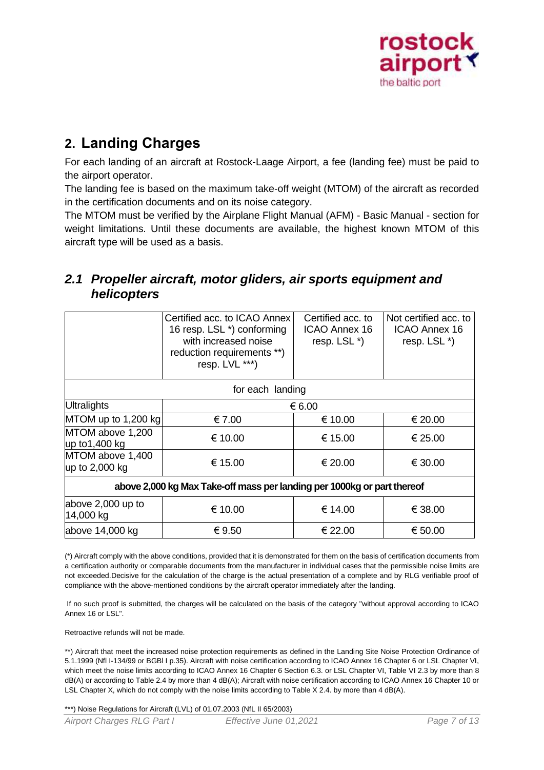## 2. Landing Charges

For each landing of an aircraft at Rostock-Laage Airport, a fee (landing fee) must be paid to the airport operator.

The landing fee is based on the maximum take-off weight (MTOM) of the aircraft as recorded in the certification documents and on its noise category.

The MTOM must be verified by the Airplane Flight Manual (AFM) - Basic Manual - section for weight limitations. Until these documents are available, the highest known MTOM of this aircraft type will be used as a basis.

### *2.1 Propeller aircraft, motor gliders, air sports equipment and helicopters*

| | Certified acc. to ICAO Annex 16 resp. LSL *) conforming with increased noise reduction requirements **) resp. LVL ***) | Certified acc. to ICAO Annex 16 resp. LSL *) | Not certified acc. to ICAO Annex 16 resp. LSL *) |
|---|---|---|---|
| for each landing | | | |
| Ultralights | € 6.00 | | |
| MTOM up to 1,200 kg | € 7.00 | € 10.00 | € 20.00 |
| MTOM above 1,200 up to1,400 kg | € 10.00 | € 15.00 | € 25.00 |
| MTOM above 1,400 up to 2,000 kg | € 15.00 | € 20.00 | € 30.00 |
| **above 2,000 kg Max Take-off mass per landing per 1000kg or part thereof** | | | |
| above 2,000 up to 14,000 kg | € 10.00 | € 14.00 | € 38.00 |
| above 14,000 kg | € 9.50 | € 22.00 | € 50.00 |

(*) Aircraft comply with the above conditions, provided that it is demonstrated for them on the basis of certification documents from a certification authority or comparable documents from the manufacturer in individual cases that the permissible noise limits are not exceeded.Decisive for the calculation of the charge is the actual presentation of a complete and by RLG verifiable proof of compliance with the above-mentioned conditions by the aircraft operator immediately after the landing.

If no such proof is submitted, the charges will be calculated on the basis of the category "without approval according to ICAO Annex 16 or LSL".

Retroactive refunds will not be made.

**) Aircraft that meet the increased noise protection requirements as defined in the Landing Site Noise Protection Ordinance of 5.1.1999 (Nfl I-134/99 or BGBl I p.35). Aircraft with noise certification according to ICAO Annex 16 Chapter 6 or LSL Chapter VI, which meet the noise limits according to ICAO Annex 16 Chapter 6 Section 6.3. or LSL Chapter VI, Table VI 2.3 by more than 8 dB(A) or according to Table 2.4 by more than 4 dB(A); Aircraft with noise certification according to ICAO Annex 16 Chapter 10 or LSL Chapter X, which do not comply with the noise limits according to Table X 2.4. by more than 4 dB(A).

***) Noise Regulations for Aircraft (LVL) of 01.07.2003 (NfL II 65/2003)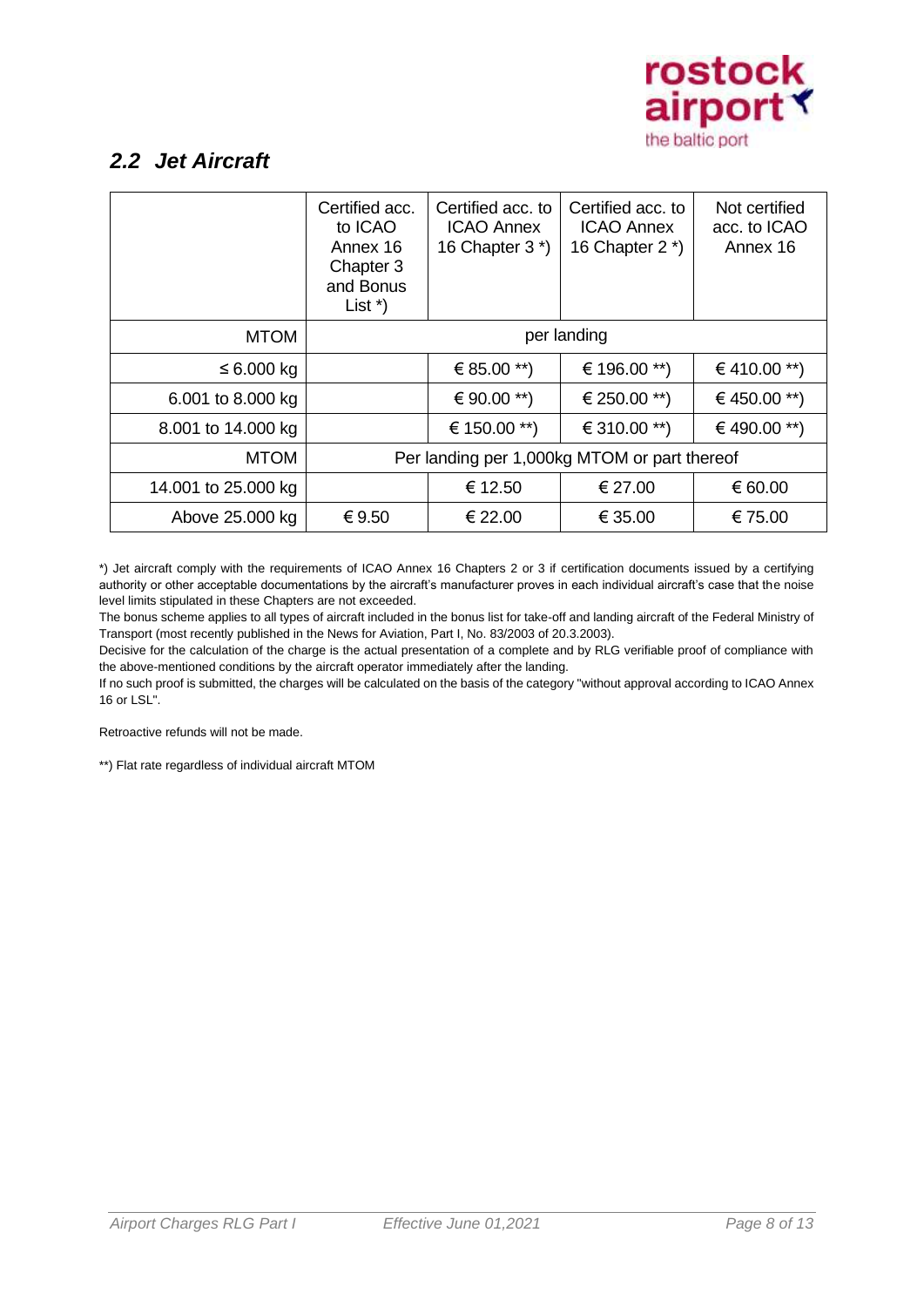## *2.2 Jet Aircraft*

| | Certified acc. to ICAO Annex 16 Chapter 3 and Bonus List *) | Certified acc. to ICAO Annex 16 Chapter 3 *) | Certified acc. to ICAO Annex 16 Chapter 2 *) | Not certified acc. to ICAO Annex 16 |
|---|---|---|---|---|
| MTOM | per landing | | | |
| ≤ 6.000 kg | | € 85.00 **) | € 196.00 **) | € 410.00 **) |
| 6.001 to 8.000 kg | | € 90.00 **) | € 250.00 **) | € 450.00 **) |
| 8.001 to 14.000 kg | | € 150.00 **) | € 310.00 **) | € 490.00 **) |
| MTOM | Per landing per 1,000kg MTOM or part thereof | | | |
| 14.001 to 25.000 kg | | € 12.50 | € 27.00 | € 60.00 |
| Above 25.000 kg | € 9.50 | € 22.00 | € 35.00 | € 75.00 |

*) Jet aircraft comply with the requirements of ICAO Annex 16 Chapters 2 or 3 if certification documents issued by a certifying authority or other acceptable documentations by the aircraft's manufacturer proves in each individual aircraft's case that the noise level limits stipulated in these Chapters are not exceeded.

The bonus scheme applies to all types of aircraft included in the bonus list for take-off and landing aircraft of the Federal Ministry of Transport (most recently published in the News for Aviation, Part I, No. 83/2003 of 20.3.2003).

Decisive for the calculation of the charge is the actual presentation of a complete and by RLG verifiable proof of compliance with the above-mentioned conditions by the aircraft operator immediately after the landing.

If no such proof is submitted, the charges will be calculated on the basis of the category "without approval according to ICAO Annex 16 or LSL".

Retroactive refunds will not be made.

**) Flat rate regardless of individual aircraft MTOM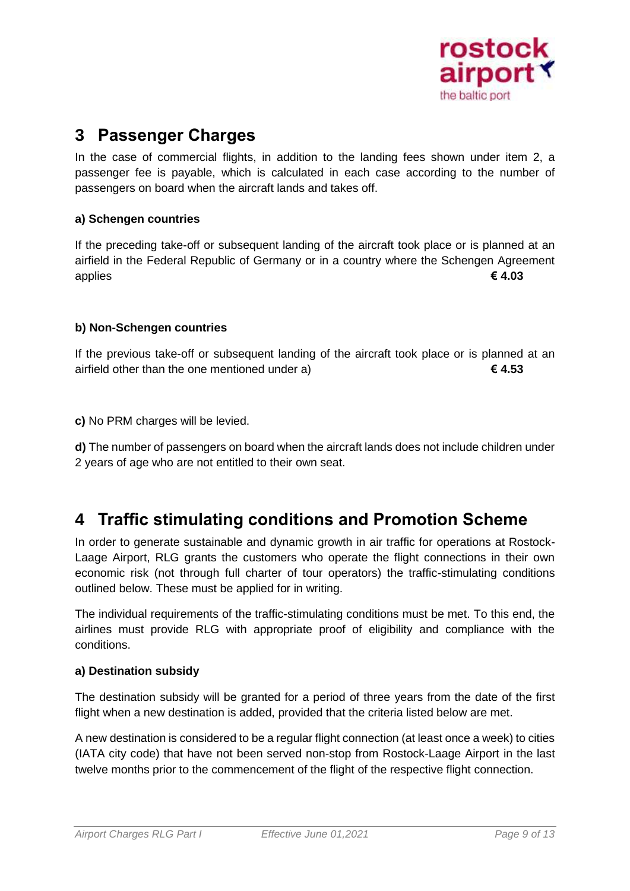## 3 Passenger Charges

In the case of commercial flights, in addition to the landing fees shown under item 2, a passenger fee is payable, which is calculated in each case according to the number of passengers on board when the aircraft lands and takes off.

**a) Schengen countries**

If the preceding take-off or subsequent landing of the aircraft took place or is planned at an airfield in the Federal Republic of Germany or in a country where the Schengen Agreement applies **€ 4.03**

**b) Non-Schengen countries**

If the previous take-off or subsequent landing of the aircraft took place or is planned at an airfield other than the one mentioned under a) **€ 4.53**

**c)** No PRM charges will be levied.

**d)** The number of passengers on board when the aircraft lands does not include children under 2 years of age who are not entitled to their own seat.

## 4 Traffic stimulating conditions and Promotion Scheme

In order to generate sustainable and dynamic growth in air traffic for operations at Rostock-Laage Airport, RLG grants the customers who operate the flight connections in their own economic risk (not through full charter of tour operators) the traffic-stimulating conditions outlined below. These must be applied for in writing.

The individual requirements of the traffic-stimulating conditions must be met. To this end, the airlines must provide RLG with appropriate proof of eligibility and compliance with the conditions.

**a) Destination subsidy**

The destination subsidy will be granted for a period of three years from the date of the first flight when a new destination is added, provided that the criteria listed below are met.

A new destination is considered to be a regular flight connection (at least once a week) to cities (IATA city code) that have not been served non-stop from Rostock-Laage Airport in the last twelve months prior to the commencement of the flight of the respective flight connection.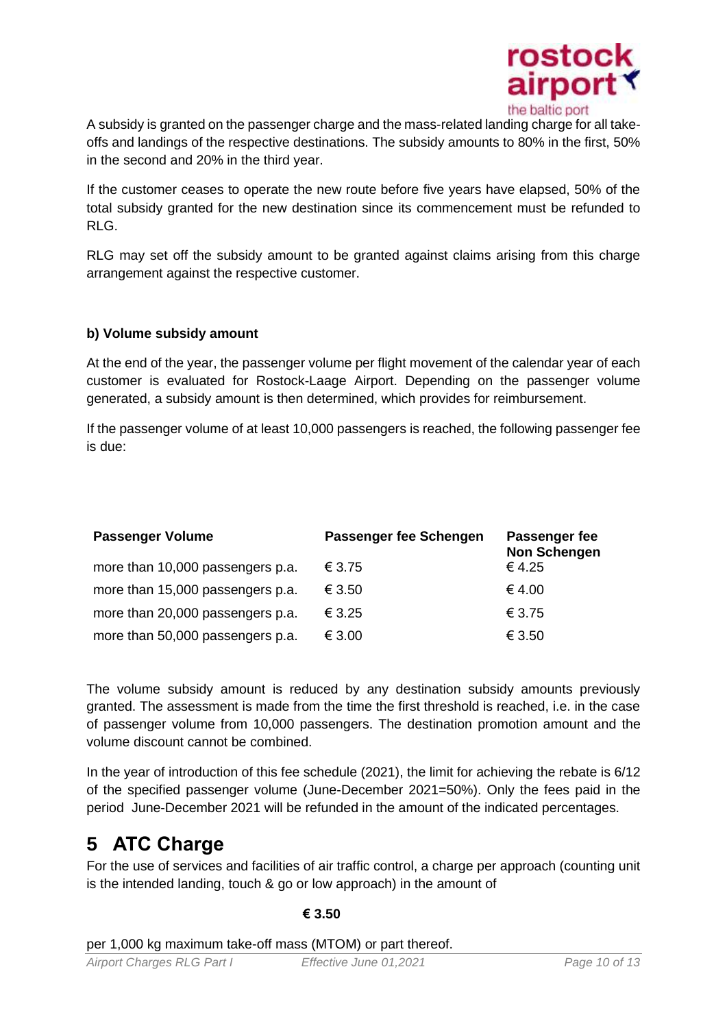A subsidy is granted on the passenger charge and the mass-related landing charge for all take-offs and landings of the respective destinations. The subsidy amounts to 80% in the first, 50% in the second and 20% in the third year.

If the customer ceases to operate the new route before five years have elapsed, 50% of the total subsidy granted for the new destination since its commencement must be refunded to RLG.

RLG may set off the subsidy amount to be granted against claims arising from this charge arrangement against the respective customer.

**b) Volume subsidy amount**

At the end of the year, the passenger volume per flight movement of the calendar year of each customer is evaluated for Rostock-Laage Airport. Depending on the passenger volume generated, a subsidy amount is then determined, which provides for reimbursement.

If the passenger volume of at least 10,000 passengers is reached, the following passenger fee is due:

| Passenger Volume | Passenger fee Schengen | Passenger fee Non Schengen |
|---|---|---|
| more than 10,000 passengers p.a. | € 3.75 | € 4.25 |
| more than 15,000 passengers p.a. | € 3.50 | € 4.00 |
| more than 20,000 passengers p.a. | € 3.25 | € 3.75 |
| more than 50,000 passengers p.a. | € 3.00 | € 3.50 |

The volume subsidy amount is reduced by any destination subsidy amounts previously granted. The assessment is made from the time the first threshold is reached, i.e. in the case of passenger volume from 10,000 passengers. The destination promotion amount and the volume discount cannot be combined.

In the year of introduction of this fee schedule (2021), the limit for achieving the rebate is 6/12 of the specified passenger volume (June-December 2021=50%). Only the fees paid in the period June-December 2021 will be refunded in the amount of the indicated percentages.

# 5 ATC Charge

For the use of services and facilities of air traffic control, a charge per approach (counting unit is the intended landing, touch & go or low approach) in the amount of

**€ 3.50**

per 1,000 kg maximum take-off mass (MTOM) or part thereof.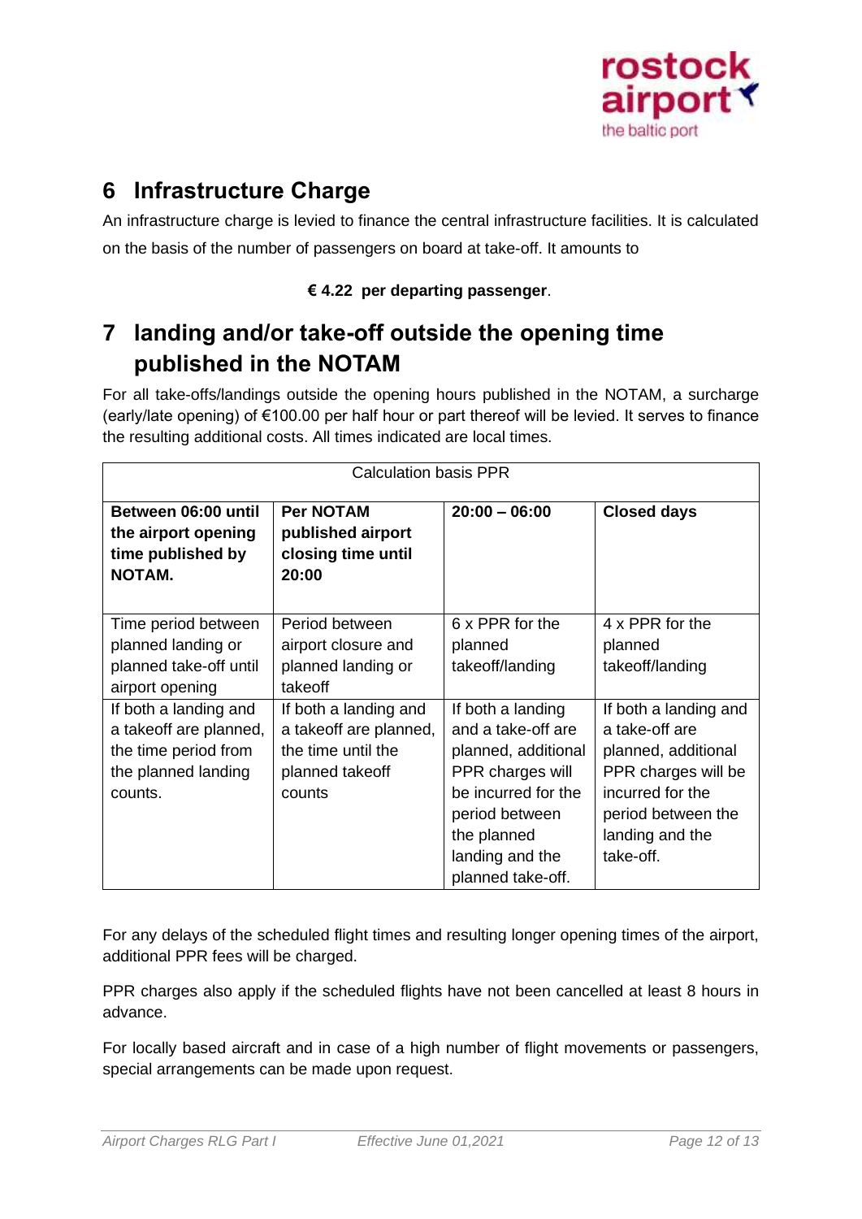## 6 Infrastructure Charge

An infrastructure charge is levied to finance the central infrastructure facilities. It is calculated on the basis of the number of passengers on board at take-off. It amounts to

**€ 4.22 per departing passenger**.

## 7 landing and/or take-off outside the opening time published in the NOTAM

For all take-offs/landings outside the opening hours published in the NOTAM, a surcharge (early/late opening) of €100.00 per half hour or part thereof will be levied. It serves to finance the resulting additional costs. All times indicated are local times.

| Calculation basis PPR | | | |
|---|---|---|---|
| **Between 06:00 until the airport opening time published by NOTAM.** | **Per NOTAM published airport closing time until 20:00** | **20:00 – 06:00** | **Closed days** |
| Time period between planned landing or planned take-off until airport opening | Period between airport closure and planned landing or takeoff | 6 x PPR for the planned takeoff/landing | 4 x PPR for the planned takeoff/landing |
| If both a landing and a takeoff are planned, the time period from the planned landing counts. | If both a landing and a takeoff are planned, the time until the planned takeoff counts | If both a landing and a take-off are planned, additional PPR charges will be incurred for the period between the planned landing and the planned take-off. | If both a landing and a take-off are planned, additional PPR charges will be incurred for the period between the landing and the take-off. |

For any delays of the scheduled flight times and resulting longer opening times of the airport, additional PPR fees will be charged.

PPR charges also apply if the scheduled flights have not been cancelled at least 8 hours in advance.

For locally based aircraft and in case of a high number of flight movements or passengers, special arrangements can be made upon request.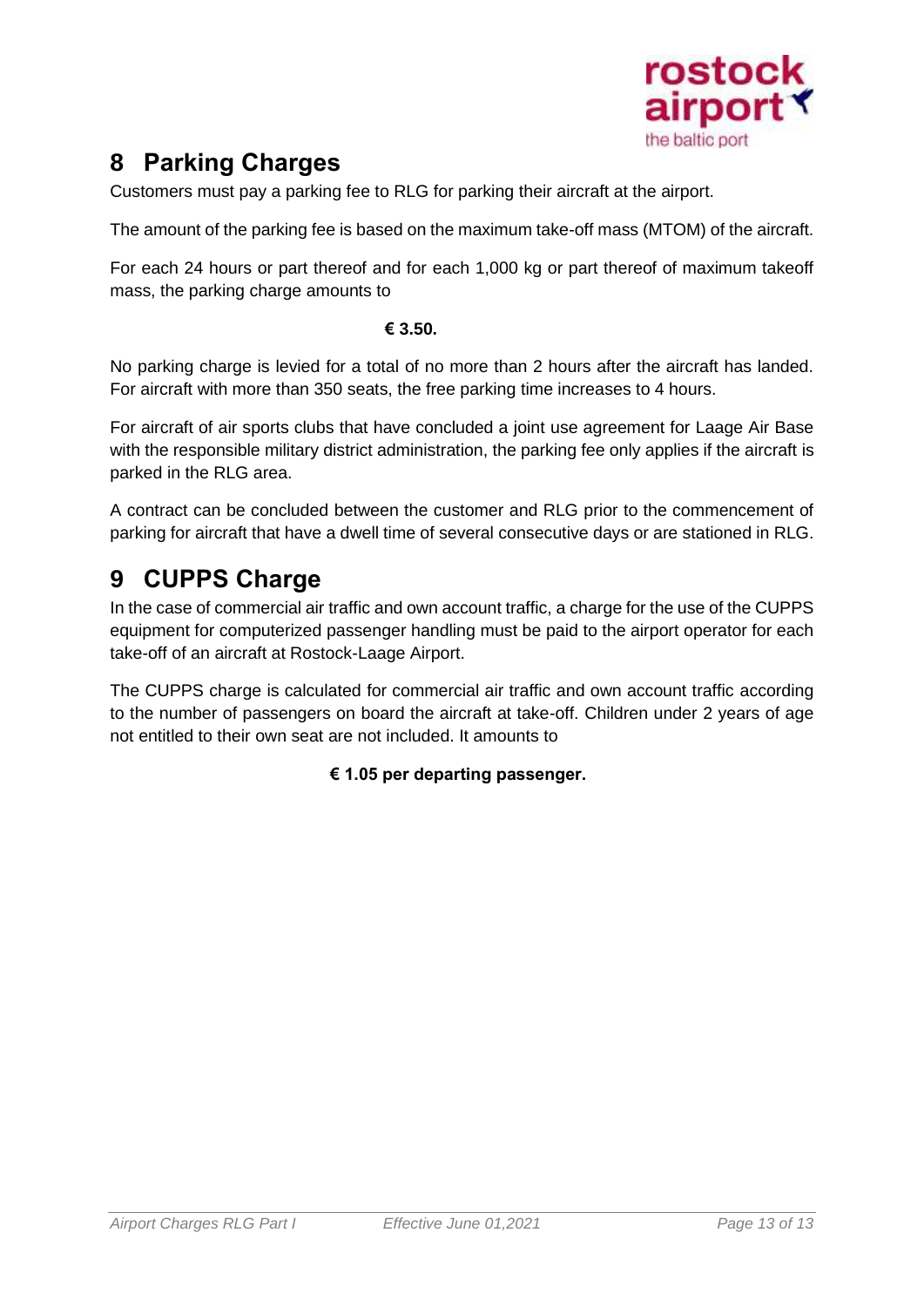## 8 Parking Charges

Customers must pay a parking fee to RLG for parking their aircraft at the airport.

The amount of the parking fee is based on the maximum take-off mass (MTOM) of the aircraft.

For each 24 hours or part thereof and for each 1,000 kg or part thereof of maximum takeoff mass, the parking charge amounts to

**€ 3.50.**

No parking charge is levied for a total of no more than 2 hours after the aircraft has landed. For aircraft with more than 350 seats, the free parking time increases to 4 hours.

For aircraft of air sports clubs that have concluded a joint use agreement for Laage Air Base with the responsible military district administration, the parking fee only applies if the aircraft is parked in the RLG area.

A contract can be concluded between the customer and RLG prior to the commencement of parking for aircraft that have a dwell time of several consecutive days or are stationed in RLG.

## 9 CUPPS Charge

In the case of commercial air traffic and own account traffic, a charge for the use of the CUPPS equipment for computerized passenger handling must be paid to the airport operator for each take-off of an aircraft at Rostock-Laage Airport.

The CUPPS charge is calculated for commercial air traffic and own account traffic according to the number of passengers on board the aircraft at take-off. Children under 2 years of age not entitled to their own seat are not included. It amounts to

**€ 1.05 per departing passenger.**